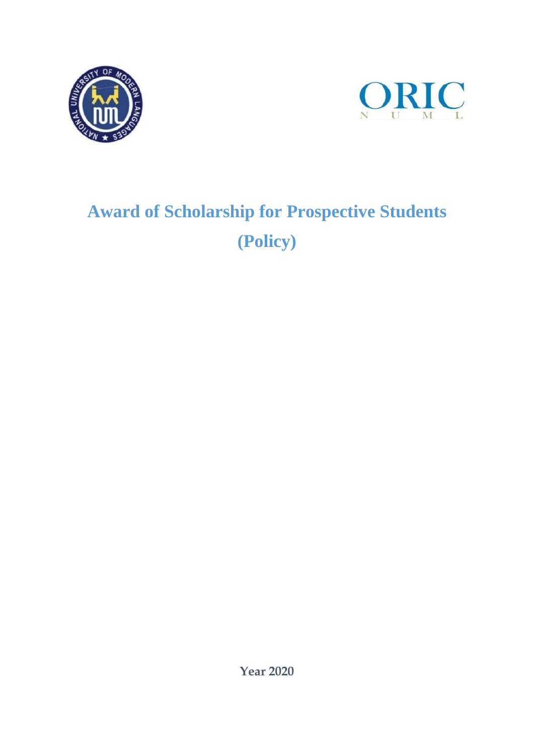# Award of Scholarship for Prospective Students

# (Policy)

**Year 2020**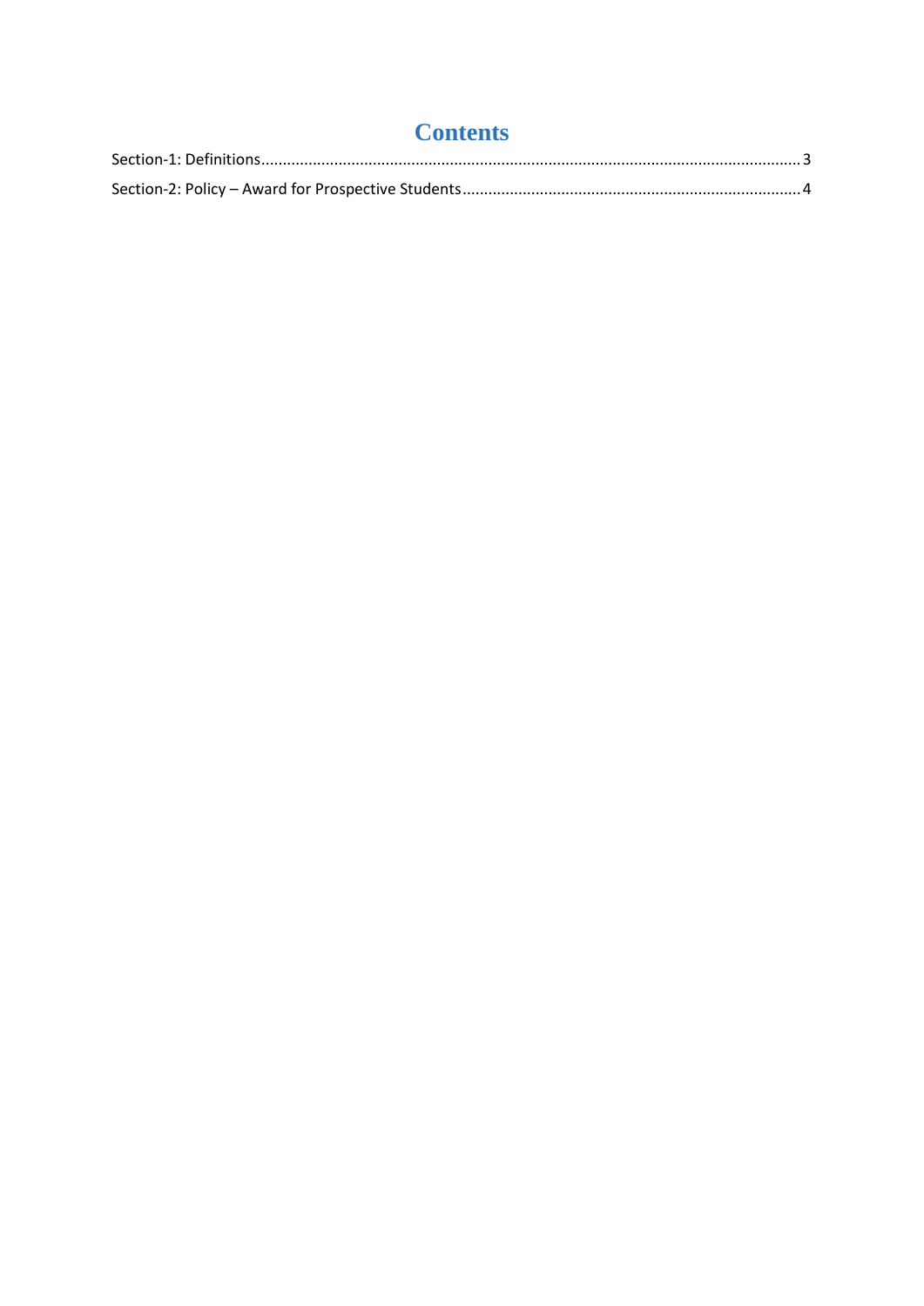# Contents

Section-1: Definitions ........................................................................................................................ 3

Section-2: Policy – Award for Prospective Students ........................................................................... 4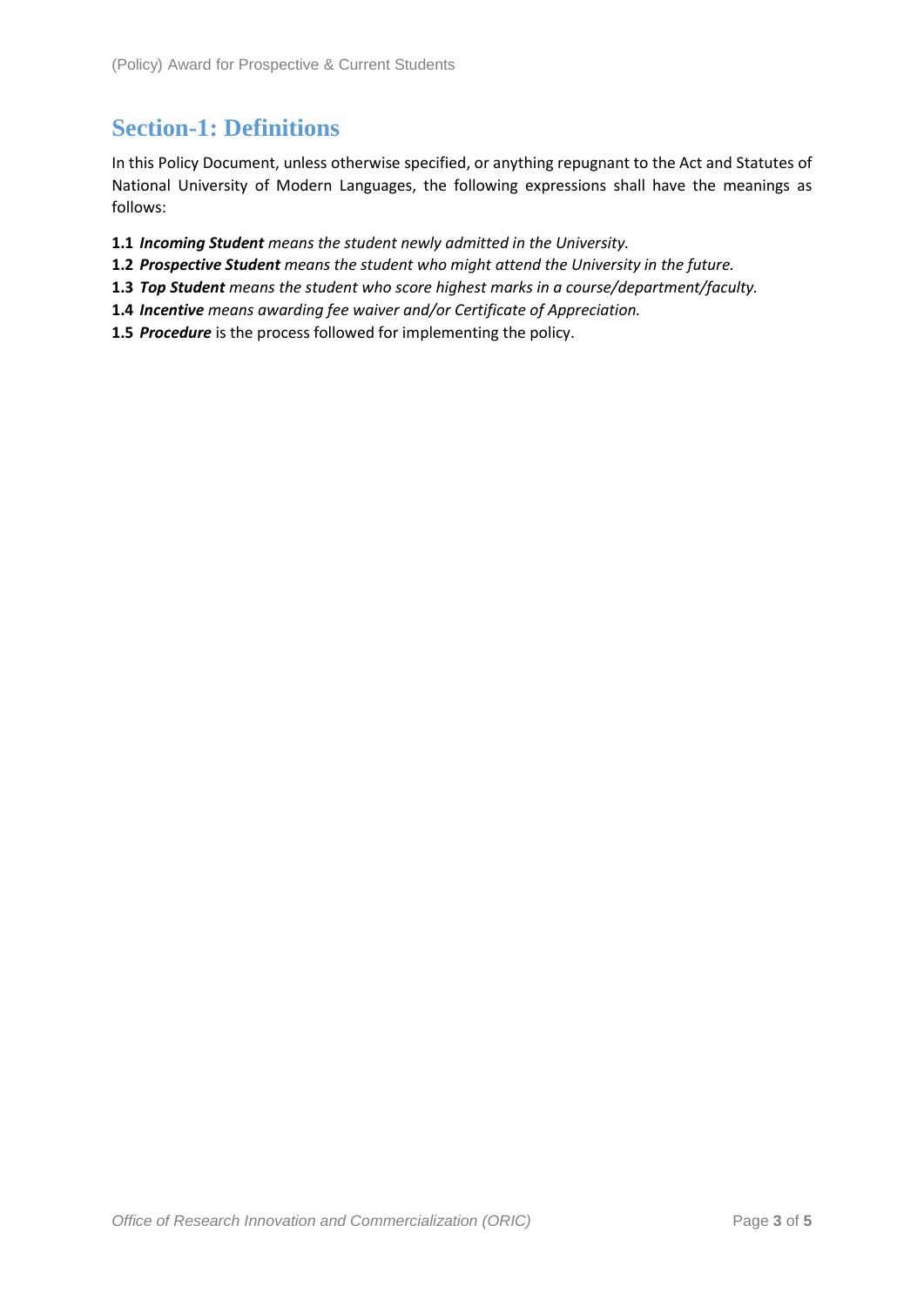## Section-1: Definitions

In this Policy Document, unless otherwise specified, or anything repugnant to the Act and Statutes of National University of Modern Languages, the following expressions shall have the meanings as follows:

**1.1** ***Incoming Student*** *means the student newly admitted in the University.*

**1.2** ***Prospective Student*** *means the student who might attend the University in the future.*

**1.3** ***Top Student*** *means the student who score highest marks in a course/department/faculty.*

**1.4** ***Incentive*** *means awarding fee waiver and/or Certificate of Appreciation.*

**1.5** ***Procedure*** is the process followed for implementing the policy.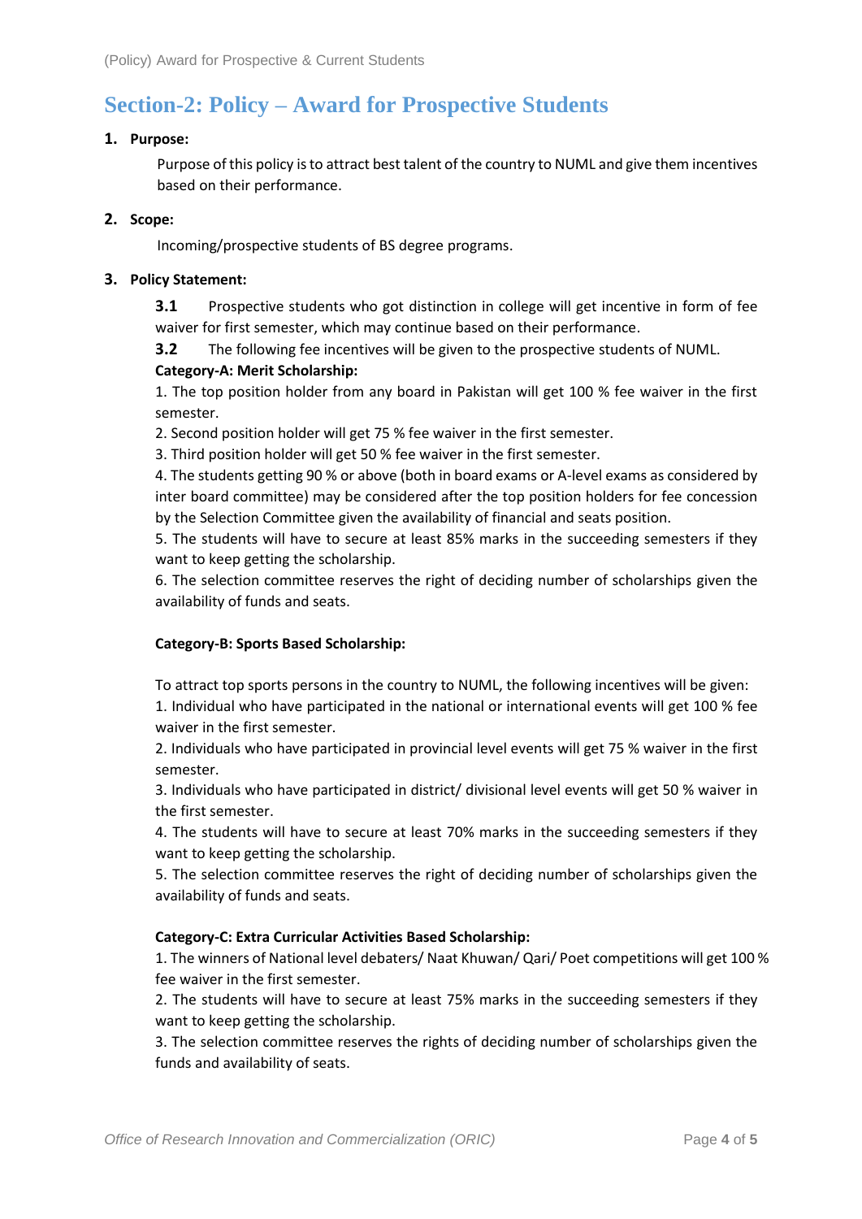## Section-2: Policy – Award for Prospective Students

**1. Purpose:**

Purpose of this policy is to attract best talent of the country to NUML and give them incentives based on their performance.

**2. Scope:**

Incoming/prospective students of BS degree programs.

**3. Policy Statement:**

**3.1** Prospective students who got distinction in college will get incentive in form of fee waiver for first semester, which may continue based on their performance.

**3.2** The following fee incentives will be given to the prospective students of NUML.

**Category-A: Merit Scholarship:**

1. The top position holder from any board in Pakistan will get 100 % fee waiver in the first semester.
2. Second position holder will get 75 % fee waiver in the first semester.
3. Third position holder will get 50 % fee waiver in the first semester.
4. The students getting 90 % or above (both in board exams or A-level exams as considered by inter board committee) may be considered after the top position holders for fee concession by the Selection Committee given the availability of financial and seats position.
5. The students will have to secure at least 85% marks in the succeeding semesters if they want to keep getting the scholarship.
6. The selection committee reserves the right of deciding number of scholarships given the availability of funds and seats.

**Category-B: Sports Based Scholarship:**

To attract top sports persons in the country to NUML, the following incentives will be given:

1. Individual who have participated in the national or international events will get 100 % fee waiver in the first semester.
2. Individuals who have participated in provincial level events will get 75 % waiver in the first semester.
3. Individuals who have participated in district/ divisional level events will get 50 % waiver in the first semester.
4. The students will have to secure at least 70% marks in the succeeding semesters if they want to keep getting the scholarship.
5. The selection committee reserves the right of deciding number of scholarships given the availability of funds and seats.

**Category-C: Extra Curricular Activities Based Scholarship:**

1. The winners of National level debaters/ Naat Khuwan/ Qari/ Poet competitions will get 100 % fee waiver in the first semester.
2. The students will have to secure at least 75% marks in the succeeding semesters if they want to keep getting the scholarship.
3. The selection committee reserves the rights of deciding number of scholarships given the funds and availability of seats.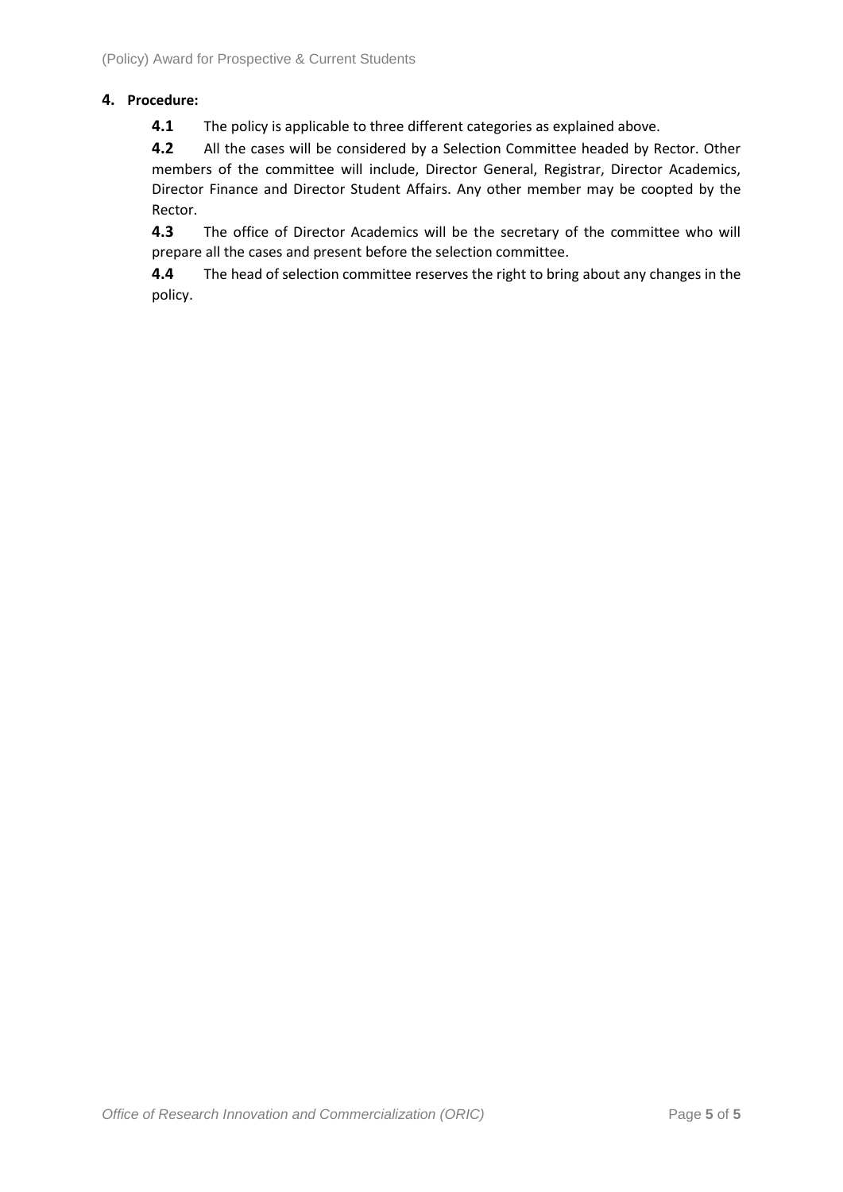## 4. Procedure:

**4.1** The policy is applicable to three different categories as explained above.

**4.2** All the cases will be considered by a Selection Committee headed by Rector. Other members of the committee will include, Director General, Registrar, Director Academics, Director Finance and Director Student Affairs. Any other member may be coopted by the Rector.

**4.3** The office of Director Academics will be the secretary of the committee who will prepare all the cases and present before the selection committee.

**4.4** The head of selection committee reserves the right to bring about any changes in the policy.